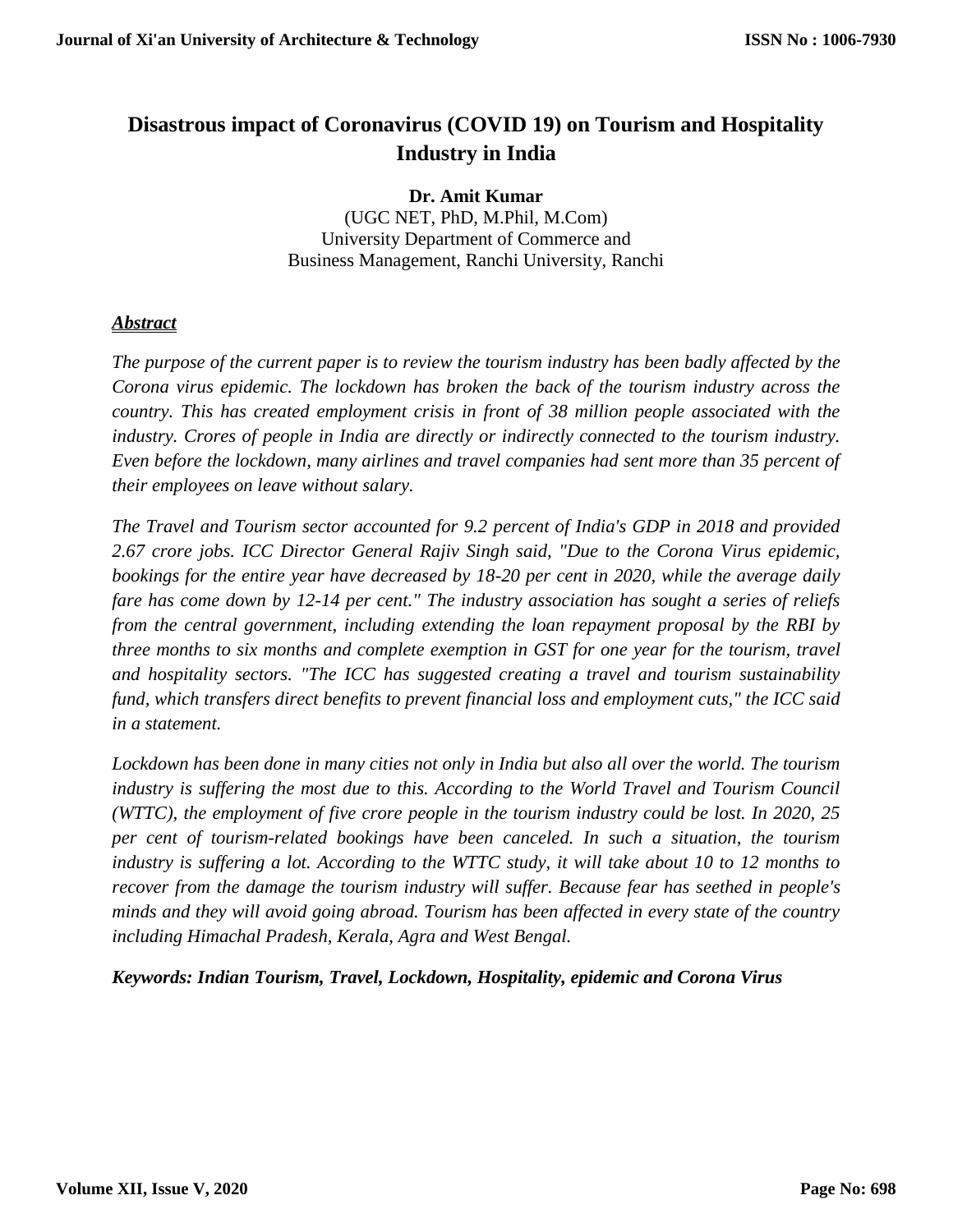# Disastrous impact of Coronavirus (COVID 19) on Tourism and Hospitality Industry in India

**Dr. Amit Kumar**
(UGC NET, PhD, M.Phil, M.Com)
University Department of Commerce and
Business Management, Ranchi University, Ranchi

## ***Abstract***

*The purpose of the current paper is to review the tourism industry has been badly affected by the Corona virus epidemic. The lockdown has broken the back of the tourism industry across the country. This has created employment crisis in front of 38 million people associated with the industry. Crores of people in India are directly or indirectly connected to the tourism industry. Even before the lockdown, many airlines and travel companies had sent more than 35 percent of their employees on leave without salary.*

*The Travel and Tourism sector accounted for 9.2 percent of India's GDP in 2018 and provided 2.67 crore jobs. ICC Director General Rajiv Singh said, "Due to the Corona Virus epidemic, bookings for the entire year have decreased by 18-20 per cent in 2020, while the average daily fare has come down by 12-14 per cent." The industry association has sought a series of reliefs from the central government, including extending the loan repayment proposal by the RBI by three months to six months and complete exemption in GST for one year for the tourism, travel and hospitality sectors. "The ICC has suggested creating a travel and tourism sustainability fund, which transfers direct benefits to prevent financial loss and employment cuts," the ICC said in a statement.*

*Lockdown has been done in many cities not only in India but also all over the world. The tourism industry is suffering the most due to this. According to the World Travel and Tourism Council (WTTC), the employment of five crore people in the tourism industry could be lost. In 2020, 25 per cent of tourism-related bookings have been canceled. In such a situation, the tourism industry is suffering a lot. According to the WTTC study, it will take about 10 to 12 months to recover from the damage the tourism industry will suffer. Because fear has seethed in people's minds and they will avoid going abroad. Tourism has been affected in every state of the country including Himachal Pradesh, Kerala, Agra and West Bengal.*

***Keywords: Indian Tourism, Travel, Lockdown, Hospitality, epidemic and Corona Virus***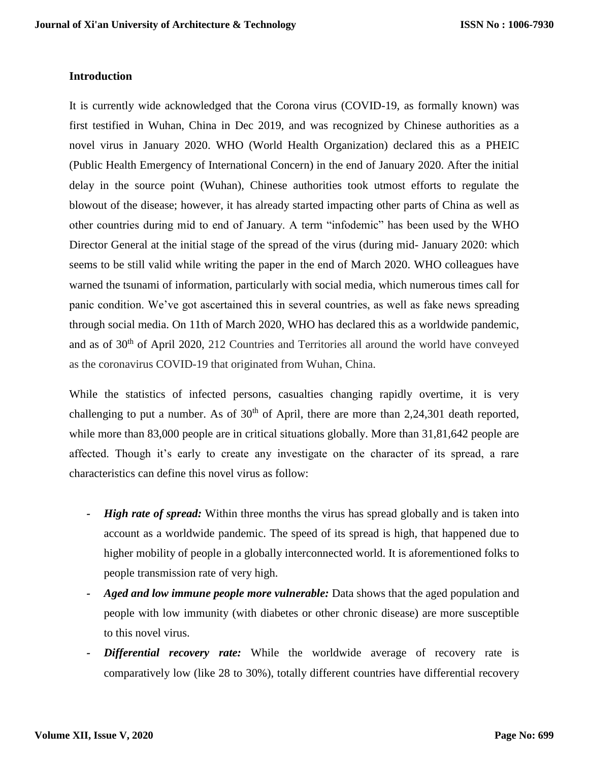## Introduction

It is currently wide acknowledged that the Corona virus (COVID-19, as formally known) was first testified in Wuhan, China in Dec 2019, and was recognized by Chinese authorities as a novel virus in January 2020. WHO (World Health Organization) declared this as a PHEIC (Public Health Emergency of International Concern) in the end of January 2020. After the initial delay in the source point (Wuhan), Chinese authorities took utmost efforts to regulate the blowout of the disease; however, it has already started impacting other parts of China as well as other countries during mid to end of January. A term "infodemic" has been used by the WHO Director General at the initial stage of the spread of the virus (during mid- January 2020: which seems to be still valid while writing the paper in the end of March 2020. WHO colleagues have warned the tsunami of information, particularly with social media, which numerous times call for panic condition. We've got ascertained this in several countries, as well as fake news spreading through social media. On 11th of March 2020, WHO has declared this as a worldwide pandemic, and as of 30th of April 2020, 212 Countries and Territories all around the world have conveyed as the coronavirus COVID-19 that originated from Wuhan, China.

While the statistics of infected persons, casualties changing rapidly overtime, it is very challenging to put a number. As of 30th of April, there are more than 2,24,301 death reported, while more than 83,000 people are in critical situations globally. More than 31,81,642 people are affected. Though it's early to create any investigate on the character of its spread, a rare characteristics can define this novel virus as follow:

- ***High rate of spread:*** Within three months the virus has spread globally and is taken into account as a worldwide pandemic. The speed of its spread is high, that happened due to higher mobility of people in a globally interconnected world. It is aforementioned folks to people transmission rate of very high.
- ***Aged and low immune people more vulnerable:*** Data shows that the aged population and people with low immunity (with diabetes or other chronic disease) are more susceptible to this novel virus.
- ***Differential recovery rate:*** While the worldwide average of recovery rate is comparatively low (like 28 to 30%), totally different countries have differential recovery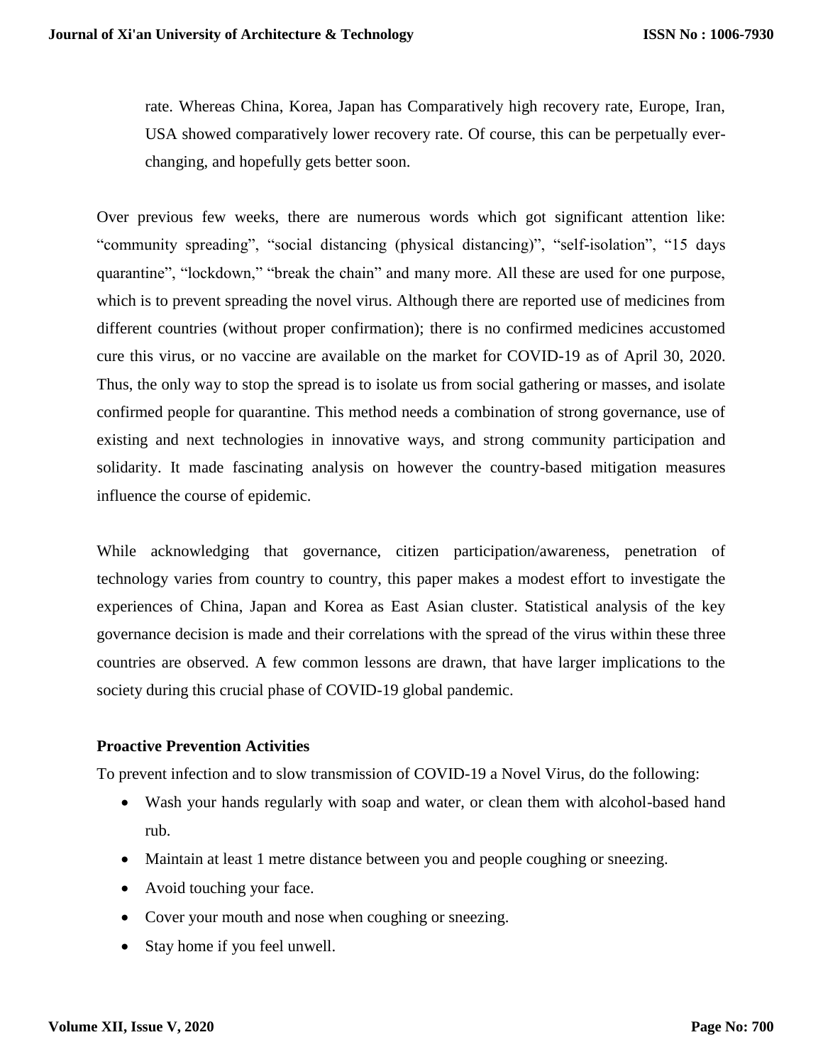rate. Whereas China, Korea, Japan has Comparatively high recovery rate, Europe, Iran, USA showed comparatively lower recovery rate. Of course, this can be perpetually ever-changing, and hopefully gets better soon.

Over previous few weeks, there are numerous words which got significant attention like: "community spreading", "social distancing (physical distancing)", "self-isolation", "15 days quarantine", "lockdown," "break the chain" and many more. All these are used for one purpose, which is to prevent spreading the novel virus. Although there are reported use of medicines from different countries (without proper confirmation); there is no confirmed medicines accustomed cure this virus, or no vaccine are available on the market for COVID-19 as of April 30, 2020. Thus, the only way to stop the spread is to isolate us from social gathering or masses, and isolate confirmed people for quarantine. This method needs a combination of strong governance, use of existing and next technologies in innovative ways, and strong community participation and solidarity. It made fascinating analysis on however the country-based mitigation measures influence the course of epidemic.

While acknowledging that governance, citizen participation/awareness, penetration of technology varies from country to country, this paper makes a modest effort to investigate the experiences of China, Japan and Korea as East Asian cluster. Statistical analysis of the key governance decision is made and their correlations with the spread of the virus within these three countries are observed. A few common lessons are drawn, that have larger implications to the society during this crucial phase of COVID-19 global pandemic.

**Proactive Prevention Activities**

To prevent infection and to slow transmission of COVID-19 a Novel Virus, do the following:

- Wash your hands regularly with soap and water, or clean them with alcohol-based hand rub.
- Maintain at least 1 metre distance between you and people coughing or sneezing.
- Avoid touching your face.
- Cover your mouth and nose when coughing or sneezing.
- Stay home if you feel unwell.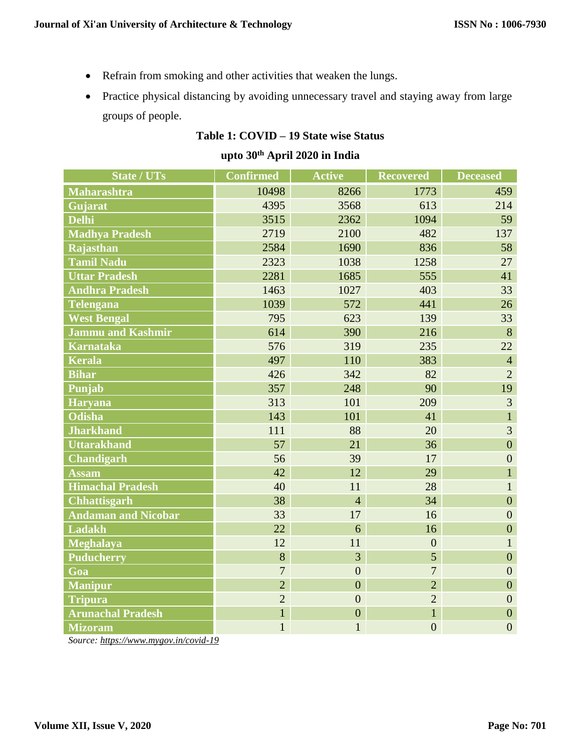- Refrain from smoking and other activities that weaken the lungs.
- Practice physical distancing by avoiding unnecessary travel and staying away from large groups of people.

**Table 1: COVID – 19 State wise Status**

**upto 30th April 2020 in India**

| State / UTs | Confirmed | Active | Recovered | Deceased |
|---|---|---|---|---|
| Maharashtra | 10498 | 8266 | 1773 | 459 |
| Gujarat | 4395 | 3568 | 613 | 214 |
| Delhi | 3515 | 2362 | 1094 | 59 |
| Madhya Pradesh | 2719 | 2100 | 482 | 137 |
| Rajasthan | 2584 | 1690 | 836 | 58 |
| Tamil Nadu | 2323 | 1038 | 1258 | 27 |
| Uttar Pradesh | 2281 | 1685 | 555 | 41 |
| Andhra Pradesh | 1463 | 1027 | 403 | 33 |
| Telengana | 1039 | 572 | 441 | 26 |
| West Bengal | 795 | 623 | 139 | 33 |
| Jammu and Kashmir | 614 | 390 | 216 | 8 |
| Karnataka | 576 | 319 | 235 | 22 |
| Kerala | 497 | 110 | 383 | 4 |
| Bihar | 426 | 342 | 82 | 2 |
| Punjab | 357 | 248 | 90 | 19 |
| Haryana | 313 | 101 | 209 | 3 |
| Odisha | 143 | 101 | 41 | 1 |
| Jharkhand | 111 | 88 | 20 | 3 |
| Uttarakhand | 57 | 21 | 36 | 0 |
| Chandigarh | 56 | 39 | 17 | 0 |
| Assam | 42 | 12 | 29 | 1 |
| Himachal Pradesh | 40 | 11 | 28 | 1 |
| Chhattisgarh | 38 | 4 | 34 | 0 |
| Andaman and Nicobar | 33 | 17 | 16 | 0 |
| Ladakh | 22 | 6 | 16 | 0 |
| Meghalaya | 12 | 11 | 0 | 1 |
| Puducherry | 8 | 3 | 5 | 0 |
| Goa | 7 | 0 | 7 | 0 |
| Manipur | 2 | 0 | 2 | 0 |
| Tripura | 2 | 0 | 2 | 0 |
| Arunachal Pradesh | 1 | 0 | 1 | 0 |
| Mizoram | 1 | 1 | 0 | 0 |

*Source: https://www.mygov.in/covid-19*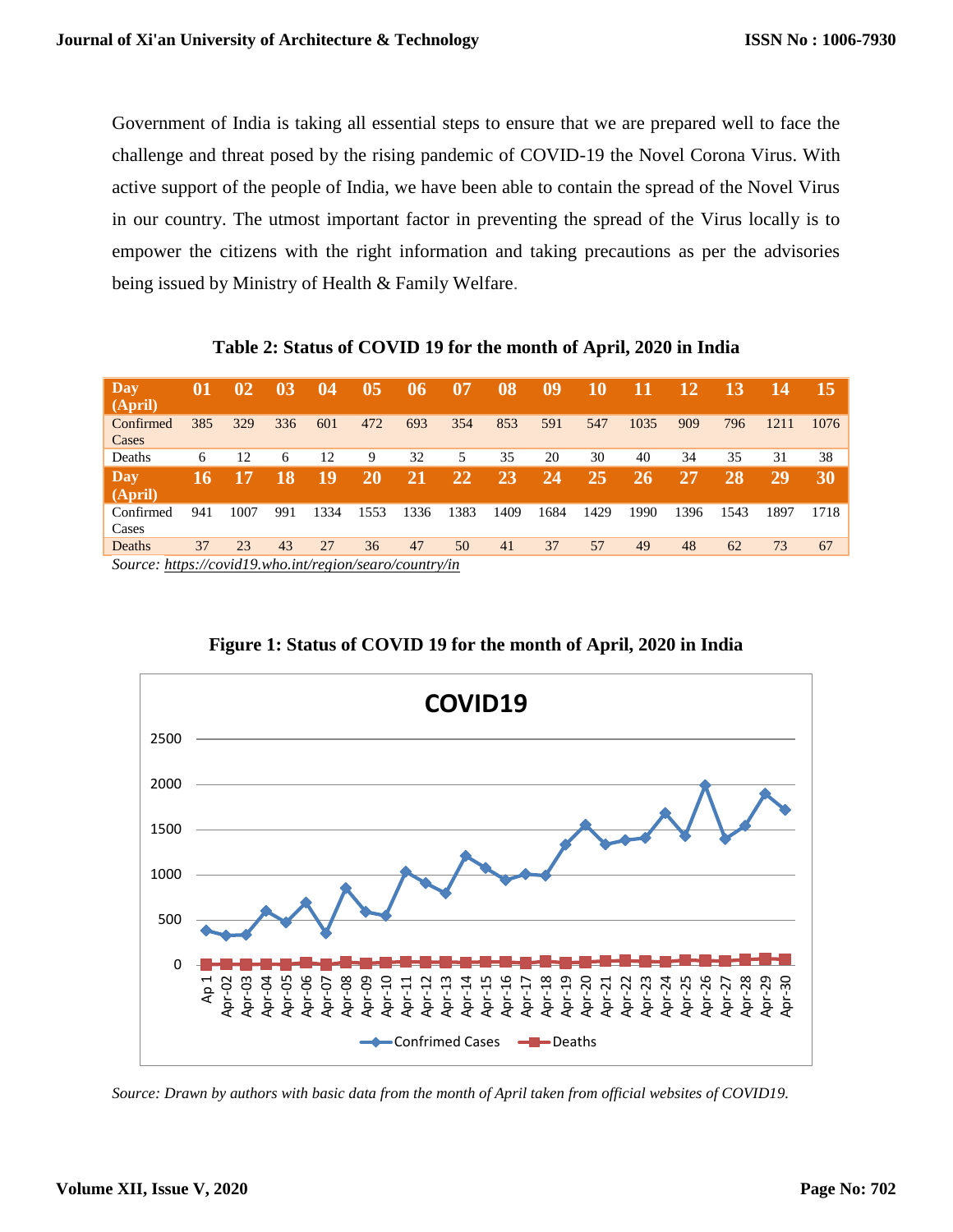Government of India is taking all essential steps to ensure that we are prepared well to face the challenge and threat posed by the rising pandemic of COVID-19 the Novel Corona Virus. With active support of the people of India, we have been able to contain the spread of the Novel Virus in our country. The utmost important factor in preventing the spread of the Virus locally is to empower the citizens with the right information and taking precautions as per the advisories being issued by Ministry of Health & Family Welfare.

**Table 2: Status of COVID 19 for the month of April, 2020 in India**

| Day (April) | 01 | 02 | 03 | 04 | 05 | 06 | 07 | 08 | 09 | 10 | 11 | 12 | 13 | 14 | 15 |
|---|---|---|---|---|---|---|---|---|---|---|---|---|---|---|---|
| Confirmed Cases | 385 | 329 | 336 | 601 | 472 | 693 | 354 | 853 | 591 | 547 | 1035 | 909 | 796 | 1211 | 1076 |
| Deaths | 6 | 12 | 6 | 12 | 9 | 32 | 5 | 35 | 20 | 30 | 40 | 34 | 35 | 31 | 38 |
| **Day (April)** | **16** | **17** | **18** | **19** | **20** | **21** | **22** | **23** | **24** | **25** | **26** | **27** | **28** | **29** | **30** |
| Confirmed Cases | 941 | 1007 | 991 | 1334 | 1553 | 1336 | 1383 | 1409 | 1684 | 1429 | 1990 | 1396 | 1543 | 1897 | 1718 |
| Deaths | 37 | 23 | 43 | 27 | 36 | 47 | 50 | 41 | 37 | 57 | 49 | 48 | 62 | 73 | 67 |

*Source: https://covid19.who.int/region/searo/country/in*

**Figure 1: Status of COVID 19 for the month of April, 2020 in India**

*Source: Drawn by authors with basic data from the month of April taken from official websites of COVID19.*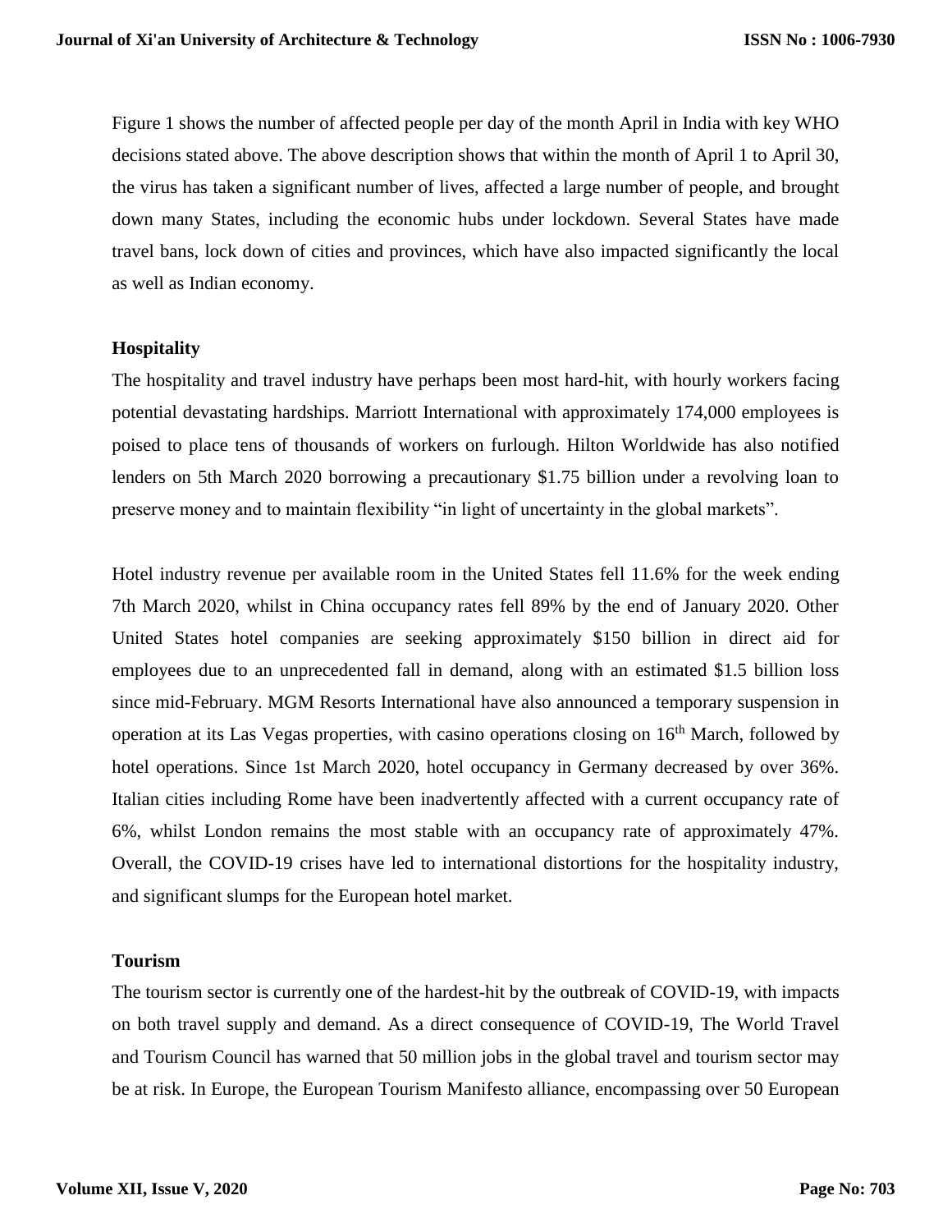Figure 1 shows the number of affected people per day of the month April in India with key WHO decisions stated above. The above description shows that within the month of April 1 to April 30, the virus has taken a significant number of lives, affected a large number of people, and brought down many States, including the economic hubs under lockdown. Several States have made travel bans, lock down of cities and provinces, which have also impacted significantly the local as well as Indian economy.

### Hospitality

The hospitality and travel industry have perhaps been most hard-hit, with hourly workers facing potential devastating hardships. Marriott International with approximately 174,000 employees is poised to place tens of thousands of workers on furlough. Hilton Worldwide has also notified lenders on 5th March 2020 borrowing a precautionary \$1.75 billion under a revolving loan to preserve money and to maintain flexibility "in light of uncertainty in the global markets".

Hotel industry revenue per available room in the United States fell 11.6% for the week ending 7th March 2020, whilst in China occupancy rates fell 89% by the end of January 2020. Other United States hotel companies are seeking approximately \$150 billion in direct aid for employees due to an unprecedented fall in demand, along with an estimated \$1.5 billion loss since mid-February. MGM Resorts International have also announced a temporary suspension in operation at its Las Vegas properties, with casino operations closing on 16th March, followed by hotel operations. Since 1st March 2020, hotel occupancy in Germany decreased by over 36%. Italian cities including Rome have been inadvertently affected with a current occupancy rate of 6%, whilst London remains the most stable with an occupancy rate of approximately 47%. Overall, the COVID-19 crises have led to international distortions for the hospitality industry, and significant slumps for the European hotel market.

### Tourism

The tourism sector is currently one of the hardest-hit by the outbreak of COVID-19, with impacts on both travel supply and demand. As a direct consequence of COVID-19, The World Travel and Tourism Council has warned that 50 million jobs in the global travel and tourism sector may be at risk. In Europe, the European Tourism Manifesto alliance, encompassing over 50 European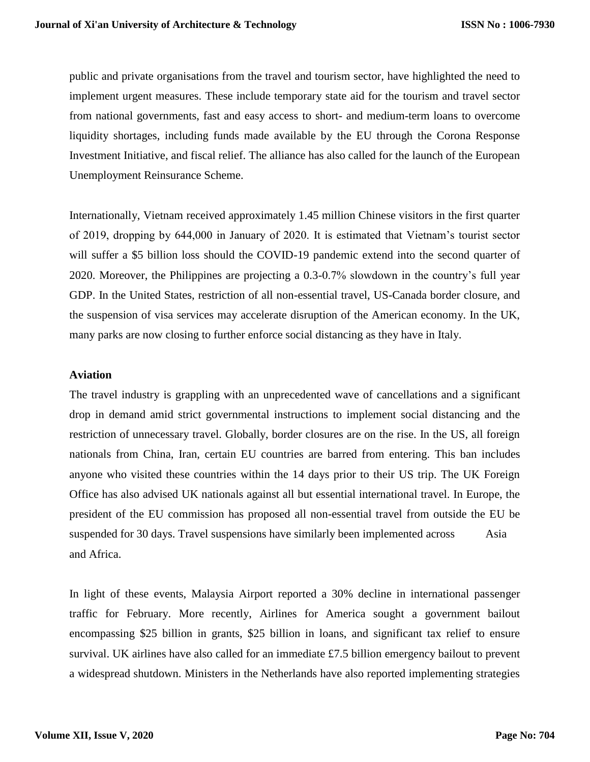public and private organisations from the travel and tourism sector, have highlighted the need to implement urgent measures. These include temporary state aid for the tourism and travel sector from national governments, fast and easy access to short- and medium-term loans to overcome liquidity shortages, including funds made available by the EU through the Corona Response Investment Initiative, and fiscal relief. The alliance has also called for the launch of the European Unemployment Reinsurance Scheme.

Internationally, Vietnam received approximately 1.45 million Chinese visitors in the first quarter of 2019, dropping by 644,000 in January of 2020. It is estimated that Vietnam's tourist sector will suffer a $5 billion loss should the COVID-19 pandemic extend into the second quarter of 2020. Moreover, the Philippines are projecting a 0.3-0.7% slowdown in the country's full year GDP. In the United States, restriction of all non-essential travel, US-Canada border closure, and the suspension of visa services may accelerate disruption of the American economy. In the UK, many parks are now closing to further enforce social distancing as they have in Italy.

**Aviation**

The travel industry is grappling with an unprecedented wave of cancellations and a significant drop in demand amid strict governmental instructions to implement social distancing and the restriction of unnecessary travel. Globally, border closures are on the rise. In the US, all foreign nationals from China, Iran, certain EU countries are barred from entering. This ban includes anyone who visited these countries within the 14 days prior to their US trip. The UK Foreign Office has also advised UK nationals against all but essential international travel. In Europe, the president of the EU commission has proposed all non-essential travel from outside the EU be suspended for 30 days. Travel suspensions have similarly been implemented across Asia and Africa.

In light of these events, Malaysia Airport reported a 30% decline in international passenger traffic for February. More recently, Airlines for America sought a government bailout encompassing $25 billion in grants, $25 billion in loans, and significant tax relief to ensure survival. UK airlines have also called for an immediate £7.5 billion emergency bailout to prevent a widespread shutdown. Ministers in the Netherlands have also reported implementing strategies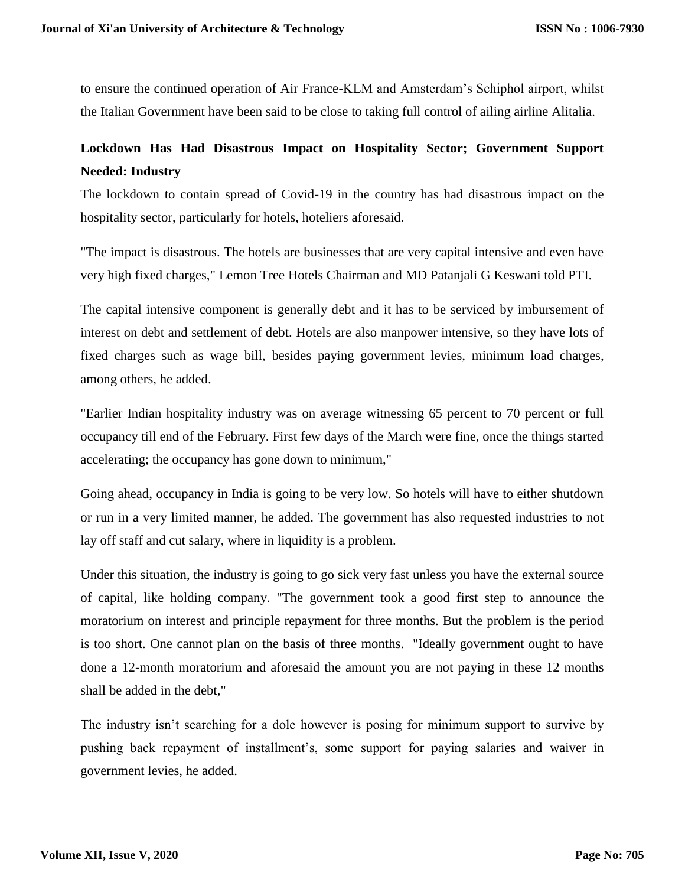to ensure the continued operation of Air France-KLM and Amsterdam's Schiphol airport, whilst the Italian Government have been said to be close to taking full control of ailing airline Alitalia.

## Lockdown Has Had Disastrous Impact on Hospitality Sector; Government Support Needed: Industry

The lockdown to contain spread of Covid-19 in the country has had disastrous impact on the hospitality sector, particularly for hotels, hoteliers aforesaid.

"The impact is disastrous. The hotels are businesses that are very capital intensive and even have very high fixed charges," Lemon Tree Hotels Chairman and MD Patanjali G Keswani told PTI.

The capital intensive component is generally debt and it has to be serviced by imbursement of interest on debt and settlement of debt. Hotels are also manpower intensive, so they have lots of fixed charges such as wage bill, besides paying government levies, minimum load charges, among others, he added.

"Earlier Indian hospitality industry was on average witnessing 65 percent to 70 percent or full occupancy till end of the February. First few days of the March were fine, once the things started accelerating; the occupancy has gone down to minimum,"

Going ahead, occupancy in India is going to be very low. So hotels will have to either shutdown or run in a very limited manner, he added. The government has also requested industries to not lay off staff and cut salary, where in liquidity is a problem.

Under this situation, the industry is going to go sick very fast unless you have the external source of capital, like holding company. "The government took a good first step to announce the moratorium on interest and principle repayment for three months. But the problem is the period is too short. One cannot plan on the basis of three months. "Ideally government ought to have done a 12-month moratorium and aforesaid the amount you are not paying in these 12 months shall be added in the debt,"

The industry isn't searching for a dole however is posing for minimum support to survive by pushing back repayment of installment's, some support for paying salaries and waiver in government levies, he added.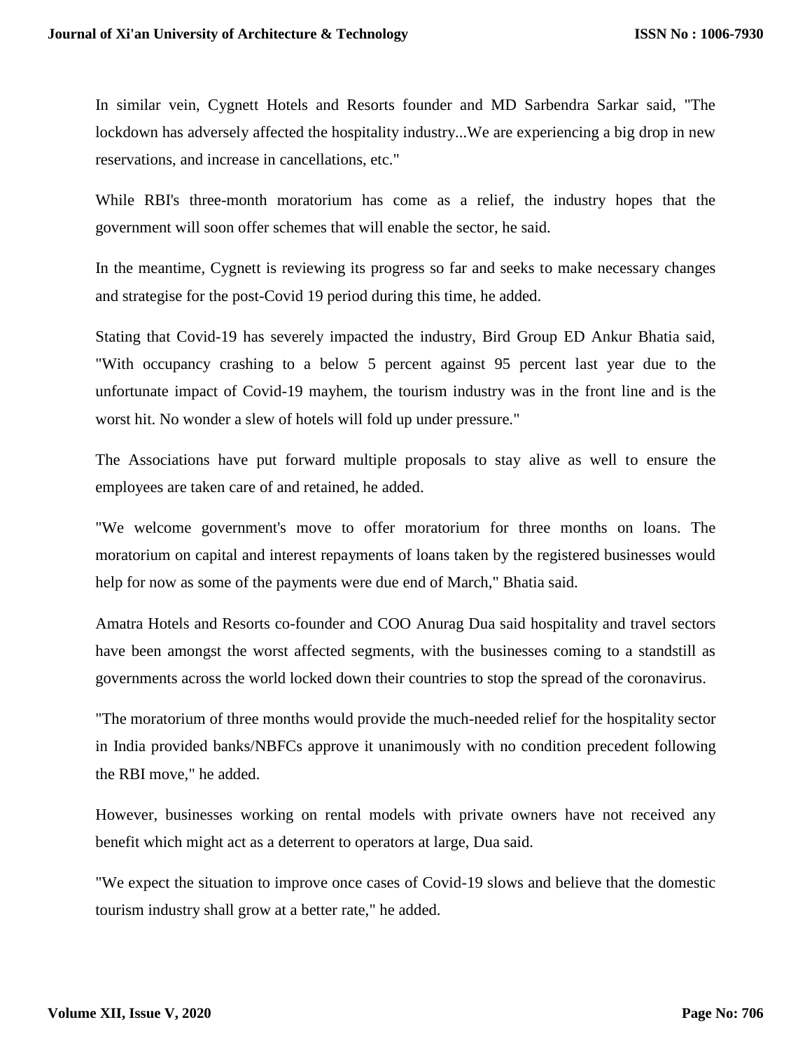In similar vein, Cygnett Hotels and Resorts founder and MD Sarbendra Sarkar said, "The lockdown has adversely affected the hospitality industry...We are experiencing a big drop in new reservations, and increase in cancellations, etc."

While RBI's three-month moratorium has come as a relief, the industry hopes that the government will soon offer schemes that will enable the sector, he said.

In the meantime, Cygnett is reviewing its progress so far and seeks to make necessary changes and strategise for the post-Covid 19 period during this time, he added.

Stating that Covid-19 has severely impacted the industry, Bird Group ED Ankur Bhatia said, "With occupancy crashing to a below 5 percent against 95 percent last year due to the unfortunate impact of Covid-19 mayhem, the tourism industry was in the front line and is the worst hit. No wonder a slew of hotels will fold up under pressure."

The Associations have put forward multiple proposals to stay alive as well to ensure the employees are taken care of and retained, he added.

"We welcome government's move to offer moratorium for three months on loans. The moratorium on capital and interest repayments of loans taken by the registered businesses would help for now as some of the payments were due end of March," Bhatia said.

Amatra Hotels and Resorts co-founder and COO Anurag Dua said hospitality and travel sectors have been amongst the worst affected segments, with the businesses coming to a standstill as governments across the world locked down their countries to stop the spread of the coronavirus.

"The moratorium of three months would provide the much-needed relief for the hospitality sector in India provided banks/NBFCs approve it unanimously with no condition precedent following the RBI move," he added.

However, businesses working on rental models with private owners have not received any benefit which might act as a deterrent to operators at large, Dua said.

"We expect the situation to improve once cases of Covid-19 slows and believe that the domestic tourism industry shall grow at a better rate," he added.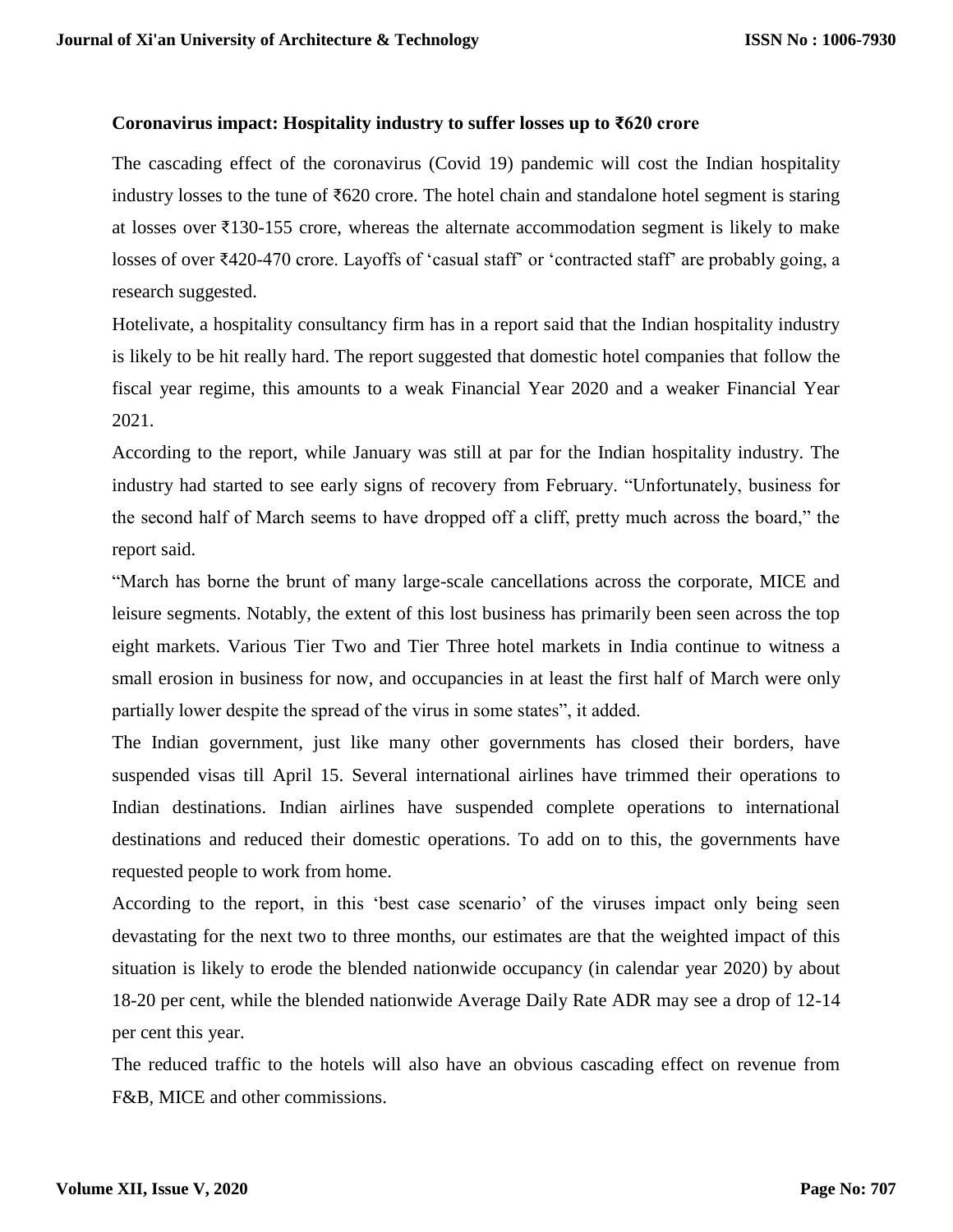**Coronavirus impact: Hospitality industry to suffer losses up to ₹620 crore**

The cascading effect of the coronavirus (Covid 19) pandemic will cost the Indian hospitality industry losses to the tune of ₹620 crore. The hotel chain and standalone hotel segment is staring at losses over ₹130-155 crore, whereas the alternate accommodation segment is likely to make losses of over ₹420-470 crore. Layoffs of 'casual staff' or 'contracted staff' are probably going, a research suggested.

Hotelivate, a hospitality consultancy firm has in a report said that the Indian hospitality industry is likely to be hit really hard. The report suggested that domestic hotel companies that follow the fiscal year regime, this amounts to a weak Financial Year 2020 and a weaker Financial Year 2021.

According to the report, while January was still at par for the Indian hospitality industry. The industry had started to see early signs of recovery from February. "Unfortunately, business for the second half of March seems to have dropped off a cliff, pretty much across the board," the report said.

"March has borne the brunt of many large-scale cancellations across the corporate, MICE and leisure segments. Notably, the extent of this lost business has primarily been seen across the top eight markets. Various Tier Two and Tier Three hotel markets in India continue to witness a small erosion in business for now, and occupancies in at least the first half of March were only partially lower despite the spread of the virus in some states", it added.

The Indian government, just like many other governments has closed their borders, have suspended visas till April 15. Several international airlines have trimmed their operations to Indian destinations. Indian airlines have suspended complete operations to international destinations and reduced their domestic operations. To add on to this, the governments have requested people to work from home.

According to the report, in this 'best case scenario' of the viruses impact only being seen devastating for the next two to three months, our estimates are that the weighted impact of this situation is likely to erode the blended nationwide occupancy (in calendar year 2020) by about 18-20 per cent, while the blended nationwide Average Daily Rate ADR may see a drop of 12-14 per cent this year.

The reduced traffic to the hotels will also have an obvious cascading effect on revenue from F&B, MICE and other commissions.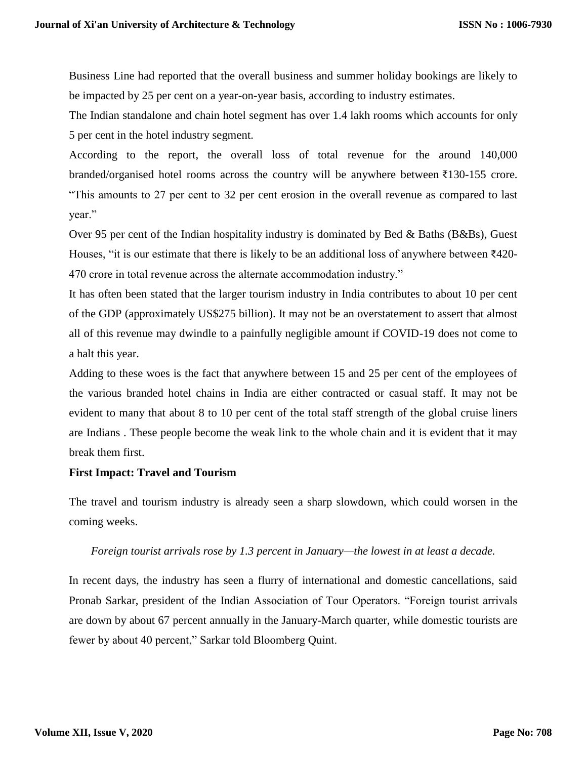Business Line had reported that the overall business and summer holiday bookings are likely to be impacted by 25 per cent on a year-on-year basis, according to industry estimates.

The Indian standalone and chain hotel segment has over 1.4 lakh rooms which accounts for only 5 per cent in the hotel industry segment.

According to the report, the overall loss of total revenue for the around 140,000 branded/organised hotel rooms across the country will be anywhere between ₹130-155 crore. "This amounts to 27 per cent to 32 per cent erosion in the overall revenue as compared to last year."

Over 95 per cent of the Indian hospitality industry is dominated by Bed & Baths (B&Bs), Guest Houses, "it is our estimate that there is likely to be an additional loss of anywhere between ₹420-470 crore in total revenue across the alternate accommodation industry."

It has often been stated that the larger tourism industry in India contributes to about 10 per cent of the GDP (approximately US$275 billion). It may not be an overstatement to assert that almost all of this revenue may dwindle to a painfully negligible amount if COVID-19 does not come to a halt this year.

Adding to these woes is the fact that anywhere between 15 and 25 per cent of the employees of the various branded hotel chains in India are either contracted or casual staff. It may not be evident to many that about 8 to 10 per cent of the total staff strength of the global cruise liners are Indians . These people become the weak link to the whole chain and it is evident that it may break them first.

**First Impact: Travel and Tourism**

The travel and tourism industry is already seen a sharp slowdown, which could worsen in the coming weeks.

*Foreign tourist arrivals rose by 1.3 percent in January—the lowest in at least a decade.*

In recent days, the industry has seen a flurry of international and domestic cancellations, said Pronab Sarkar, president of the Indian Association of Tour Operators. "Foreign tourist arrivals are down by about 67 percent annually in the January-March quarter, while domestic tourists are fewer by about 40 percent," Sarkar told Bloomberg Quint.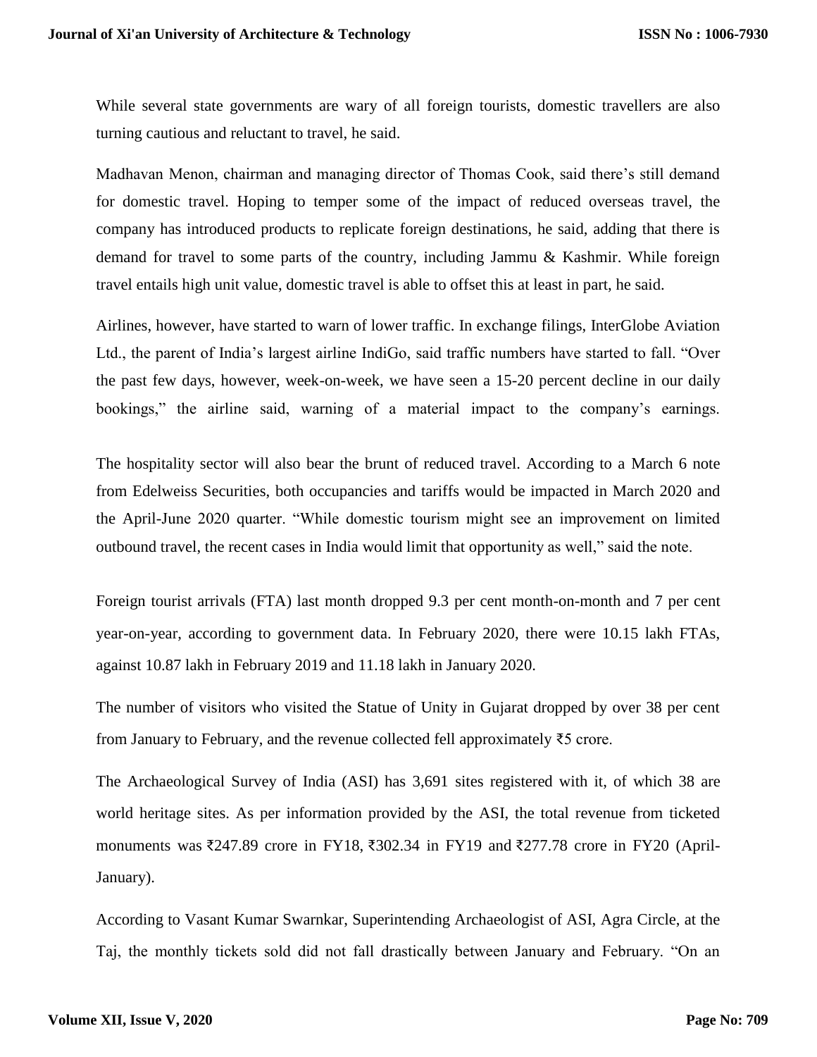While several state governments are wary of all foreign tourists, domestic travellers are also turning cautious and reluctant to travel, he said.

Madhavan Menon, chairman and managing director of Thomas Cook, said there's still demand for domestic travel. Hoping to temper some of the impact of reduced overseas travel, the company has introduced products to replicate foreign destinations, he said, adding that there is demand for travel to some parts of the country, including Jammu & Kashmir. While foreign travel entails high unit value, domestic travel is able to offset this at least in part, he said.

Airlines, however, have started to warn of lower traffic. In exchange filings, InterGlobe Aviation Ltd., the parent of India's largest airline IndiGo, said traffic numbers have started to fall. "Over the past few days, however, week-on-week, we have seen a 15-20 percent decline in our daily bookings," the airline said, warning of a material impact to the company's earnings.

The hospitality sector will also bear the brunt of reduced travel. According to a March 6 note from Edelweiss Securities, both occupancies and tariffs would be impacted in March 2020 and the April-June 2020 quarter. "While domestic tourism might see an improvement on limited outbound travel, the recent cases in India would limit that opportunity as well," said the note.

Foreign tourist arrivals (FTA) last month dropped 9.3 per cent month-on-month and 7 per cent year-on-year, according to government data. In February 2020, there were 10.15 lakh FTAs, against 10.87 lakh in February 2019 and 11.18 lakh in January 2020.

The number of visitors who visited the Statue of Unity in Gujarat dropped by over 38 per cent from January to February, and the revenue collected fell approximately ₹5 crore.

The Archaeological Survey of India (ASI) has 3,691 sites registered with it, of which 38 are world heritage sites. As per information provided by the ASI, the total revenue from ticketed monuments was ₹247.89 crore in FY18, ₹302.34 in FY19 and ₹277.78 crore in FY20 (April-January).

According to Vasant Kumar Swarnkar, Superintending Archaeologist of ASI, Agra Circle, at the Taj, the monthly tickets sold did not fall drastically between January and February. "On an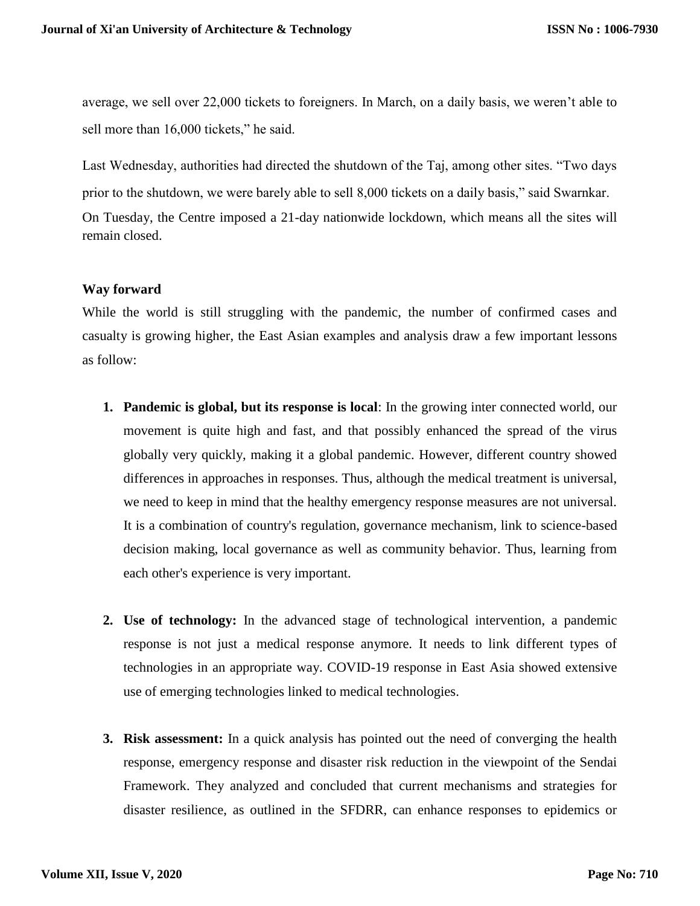average, we sell over 22,000 tickets to foreigners. In March, on a daily basis, we weren't able to sell more than 16,000 tickets," he said.

Last Wednesday, authorities had directed the shutdown of the Taj, among other sites. "Two days prior to the shutdown, we were barely able to sell 8,000 tickets on a daily basis," said Swarnkar. On Tuesday, the Centre imposed a 21-day nationwide lockdown, which means all the sites will remain closed.

**Way forward**

While the world is still struggling with the pandemic, the number of confirmed cases and casualty is growing higher, the East Asian examples and analysis draw a few important lessons as follow:

1. **Pandemic is global, but its response is local**: In the growing inter connected world, our movement is quite high and fast, and that possibly enhanced the spread of the virus globally very quickly, making it a global pandemic. However, different country showed differences in approaches in responses. Thus, although the medical treatment is universal, we need to keep in mind that the healthy emergency response measures are not universal. It is a combination of country's regulation, governance mechanism, link to science-based decision making, local governance as well as community behavior. Thus, learning from each other's experience is very important.

2. **Use of technology:** In the advanced stage of technological intervention, a pandemic response is not just a medical response anymore. It needs to link different types of technologies in an appropriate way. COVID-19 response in East Asia showed extensive use of emerging technologies linked to medical technologies.

3. **Risk assessment:** In a quick analysis has pointed out the need of converging the health response, emergency response and disaster risk reduction in the viewpoint of the Sendai Framework. They analyzed and concluded that current mechanisms and strategies for disaster resilience, as outlined in the SFDRR, can enhance responses to epidemics or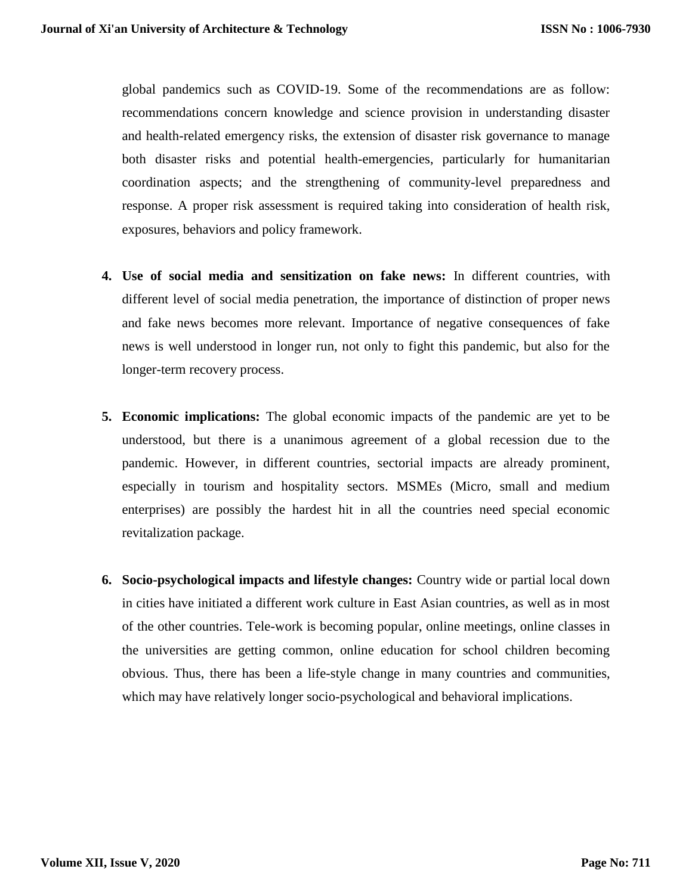global pandemics such as COVID-19. Some of the recommendations are as follow: recommendations concern knowledge and science provision in understanding disaster and health-related emergency risks, the extension of disaster risk governance to manage both disaster risks and potential health-emergencies, particularly for humanitarian coordination aspects; and the strengthening of community-level preparedness and response. A proper risk assessment is required taking into consideration of health risk, exposures, behaviors and policy framework.

4. **Use of social media and sensitization on fake news:** In different countries, with different level of social media penetration, the importance of distinction of proper news and fake news becomes more relevant. Importance of negative consequences of fake news is well understood in longer run, not only to fight this pandemic, but also for the longer-term recovery process.

5. **Economic implications:** The global economic impacts of the pandemic are yet to be understood, but there is a unanimous agreement of a global recession due to the pandemic. However, in different countries, sectorial impacts are already prominent, especially in tourism and hospitality sectors. MSMEs (Micro, small and medium enterprises) are possibly the hardest hit in all the countries need special economic revitalization package.

6. **Socio-psychological impacts and lifestyle changes:** Country wide or partial local down in cities have initiated a different work culture in East Asian countries, as well as in most of the other countries. Tele-work is becoming popular, online meetings, online classes in the universities are getting common, online education for school children becoming obvious. Thus, there has been a life-style change in many countries and communities, which may have relatively longer socio-psychological and behavioral implications.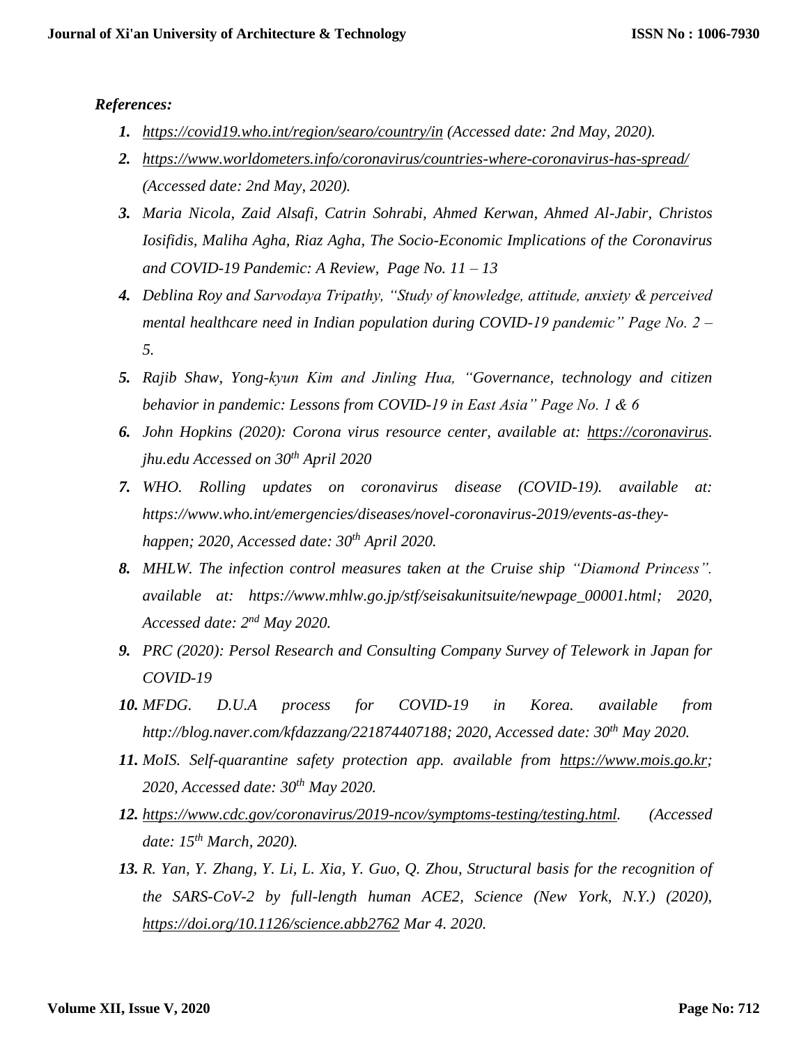***References:***

1. *https://covid19.who.int/region/searo/country/in (Accessed date: 2nd May, 2020).*
2. *https://www.worldometers.info/coronavirus/countries-where-coronavirus-has-spread/ (Accessed date: 2nd May, 2020).*
3. *Maria Nicola, Zaid Alsafi, Catrin Sohrabi, Ahmed Kerwan, Ahmed Al-Jabir, Christos Iosifidis, Maliha Agha, Riaz Agha, The Socio-Economic Implications of the Coronavirus and COVID-19 Pandemic: A Review, Page No. 11 – 13*
4. *Deblina Roy and Sarvodaya Tripathy, "Study of knowledge, attitude, anxiety & perceived mental healthcare need in Indian population during COVID-19 pandemic" Page No. 2 – 5.*
5. *Rajib Shaw, Yong-kyun Kim and Jinling Hua, "Governance, technology and citizen behavior in pandemic: Lessons from COVID-19 in East Asia" Page No. 1 & 6*
6. *John Hopkins (2020): Corona virus resource center, available at: https://coronavirus. jhu.edu Accessed on 30th April 2020*
7. *WHO. Rolling updates on coronavirus disease (COVID-19). available at: https://www.who.int/emergencies/diseases/novel-coronavirus-2019/events-as-they-happen; 2020, Accessed date: 30th April 2020.*
8. *MHLW. The infection control measures taken at the Cruise ship "Diamond Princess". available at: https://www.mhlw.go.jp/stf/seisakunitsuite/newpage_00001.html; 2020, Accessed date: 2nd May 2020.*
9. *PRC (2020): Persol Research and Consulting Company Survey of Telework in Japan for COVID-19*
10. *MFDG. D.U.A process for COVID-19 in Korea. available from http://blog.naver.com/kfdazzang/221874407188; 2020, Accessed date: 30th May 2020.*
11. *MoIS. Self-quarantine safety protection app. available from https://www.mois.go.kr; 2020, Accessed date: 30th May 2020.*
12. *https://www.cdc.gov/coronavirus/2019-ncov/symptoms-testing/testing.html. (Accessed date: 15th March, 2020).*
13. *R. Yan, Y. Zhang, Y. Li, L. Xia, Y. Guo, Q. Zhou, Structural basis for the recognition of the SARS-CoV-2 by full-length human ACE2, Science (New York, N.Y.) (2020), https://doi.org/10.1126/science.abb2762 Mar 4. 2020.*